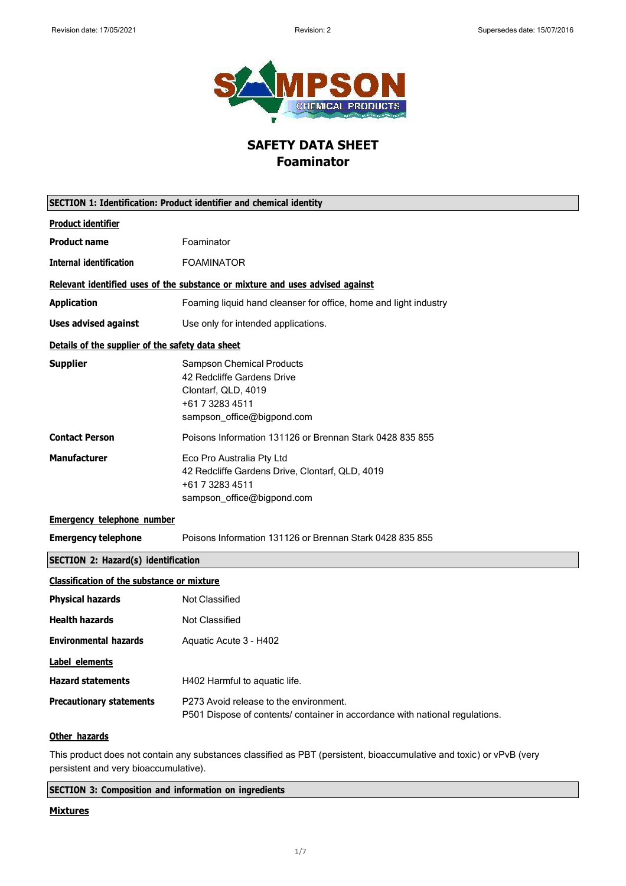Revision date: 17/05/2021 | Revision: 2 | Supersedes date: 15/07/2016

# SAFETY DATA SHEET
# Foaminator

## SECTION 1: Identification: Product identifier and chemical identity

**Product identifier**

| | |
|---|---|
| **Product name** | Foaminator |
| **Internal identification** | FOAMINATOR |

**Relevant identified uses of the substance or mixture and uses advised against**

| | |
|---|---|
| **Application** | Foaming liquid hand cleanser for office, home and light industry |
| **Uses advised against** | Use only for intended applications. |

**Details of the supplier of the safety data sheet**

| | |
|---|---|
| **Supplier** | Sampson Chemical Products<br>42 Redcliffe Gardens Drive<br>Clontarf, QLD, 4019<br>+61 7 3283 4511<br>sampson_office@bigpond.com |
| **Contact Person** | Poisons Information 131126 or Brennan Stark 0428 835 855 |
| **Manufacturer** | Eco Pro Australia Pty Ltd<br>42 Redcliffe Gardens Drive, Clontarf, QLD, 4019<br>+61 7 3283 4511<br>sampson_office@bigpond.com |

**Emergency telephone number**

| | |
|---|---|
| **Emergency telephone** | Poisons Information 131126 or Brennan Stark 0428 835 855 |

## SECTION 2: Hazard(s) identification

**Classification of the substance or mixture**

| | |
|---|---|
| **Physical hazards** | Not Classified |
| **Health hazards** | Not Classified |
| **Environmental hazards** | Aquatic Acute 3 - H402 |

**Label elements**

| | |
|---|---|
| **Hazard statements** | H402 Harmful to aquatic life. |
| **Precautionary statements** | P273 Avoid release to the environment.<br>P501 Dispose of contents/ container in accordance with national regulations. |

**Other hazards**

This product does not contain any substances classified as PBT (persistent, bioaccumulative and toxic) or vPvB (very persistent and very bioaccumulative).

## SECTION 3: Composition and information on ingredients

**Mixtures**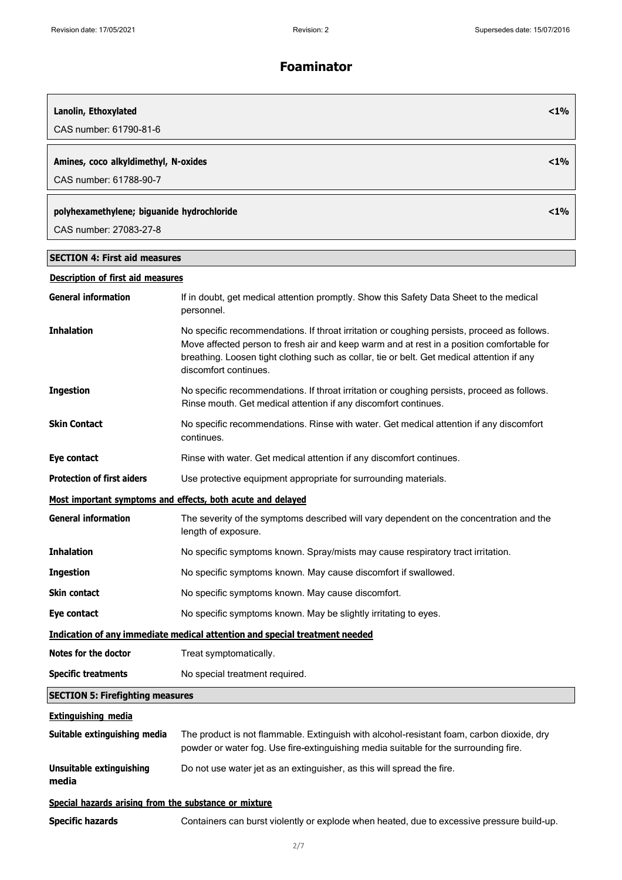# Foaminator

**Lanolin, Ethoxylated** <1%

CAS number: 61790-81-6

**Amines, coco alkyldimethyl, N-oxides** <1%

CAS number: 61788-90-7

**polyhexamethylene; biguanide hydrochloride** <1%

CAS number: 27083-27-8

## SECTION 4: First aid measures

### Description of first aid measures

| | |
|---|---|
| **General information** | If in doubt, get medical attention promptly. Show this Safety Data Sheet to the medical personnel. |
| **Inhalation** | No specific recommendations. If throat irritation or coughing persists, proceed as follows. Move affected person to fresh air and keep warm and at rest in a position comfortable for breathing. Loosen tight clothing such as collar, tie or belt. Get medical attention if any discomfort continues. |
| **Ingestion** | No specific recommendations. If throat irritation or coughing persists, proceed as follows. Rinse mouth. Get medical attention if any discomfort continues. |
| **Skin Contact** | No specific recommendations. Rinse with water. Get medical attention if any discomfort continues. |
| **Eye contact** | Rinse with water. Get medical attention if any discomfort continues. |
| **Protection of first aiders** | Use protective equipment appropriate for surrounding materials. |

### Most important symptoms and effects, both acute and delayed

| | |
|---|---|
| **General information** | The severity of the symptoms described will vary dependent on the concentration and the length of exposure. |
| **Inhalation** | No specific symptoms known. Spray/mists may cause respiratory tract irritation. |
| **Ingestion** | No specific symptoms known. May cause discomfort if swallowed. |
| **Skin contact** | No specific symptoms known. May cause discomfort. |
| **Eye contact** | No specific symptoms known. May be slightly irritating to eyes. |

### Indication of any immediate medical attention and special treatment needed

| | |
|---|---|
| **Notes for the doctor** | Treat symptomatically. |
| **Specific treatments** | No special treatment required. |

## SECTION 5: Firefighting measures

### Extinguishing media

| | |
|---|---|
| **Suitable extinguishing media** | The product is not flammable. Extinguish with alcohol-resistant foam, carbon dioxide, dry powder or water fog. Use fire-extinguishing media suitable for the surrounding fire. |
| **Unsuitable extinguishing media** | Do not use water jet as an extinguisher, as this will spread the fire. |

### Special hazards arising from the substance or mixture

| | |
|---|---|
| **Specific hazards** | Containers can burst violently or explode when heated, due to excessive pressure build-up. |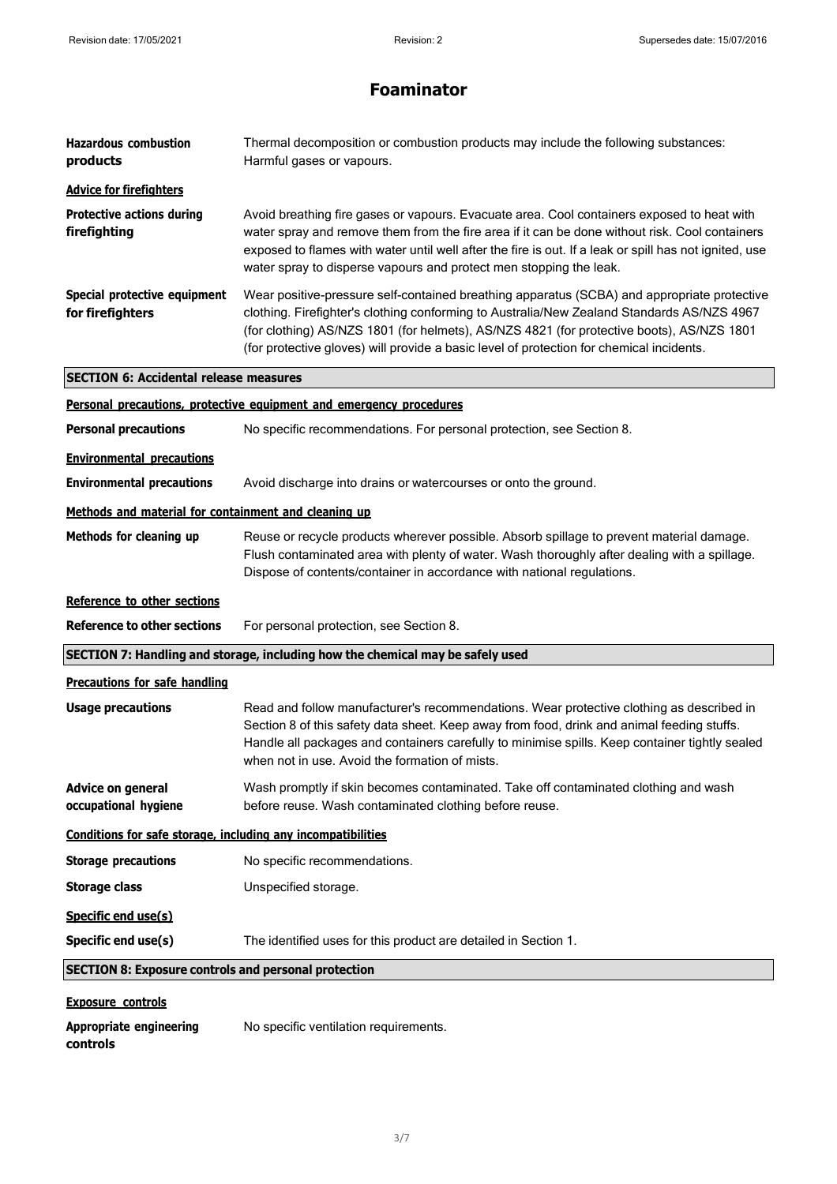# Foaminator

**Hazardous combustion products**
Thermal decomposition or combustion products may include the following substances: Harmful gases or vapours.

**Advice for firefighters**

**Protective actions during firefighting**
Avoid breathing fire gases or vapours. Evacuate area. Cool containers exposed to heat with water spray and remove them from the fire area if it can be done without risk. Cool containers exposed to flames with water until well after the fire is out. If a leak or spill has not ignited, use water spray to disperse vapours and protect men stopping the leak.

**Special protective equipment for firefighters**
Wear positive-pressure self-contained breathing apparatus (SCBA) and appropriate protective clothing. Firefighter's clothing conforming to Australia/New Zealand Standards AS/NZS 4967 (for clothing) AS/NZS 1801 (for helmets), AS/NZS 4821 (for protective boots), AS/NZS 1801 (for protective gloves) will provide a basic level of protection for chemical incidents.

## SECTION 6: Accidental release measures

**Personal precautions, protective equipment and emergency procedures**

**Personal precautions**
No specific recommendations. For personal protection, see Section 8.

**Environmental precautions**

**Environmental precautions**
Avoid discharge into drains or watercourses or onto the ground.

**Methods and material for containment and cleaning up**

**Methods for cleaning up**
Reuse or recycle products wherever possible. Absorb spillage to prevent material damage. Flush contaminated area with plenty of water. Wash thoroughly after dealing with a spillage. Dispose of contents/container in accordance with national regulations.

**Reference to other sections**

**Reference to other sections**
For personal protection, see Section 8.

## SECTION 7: Handling and storage, including how the chemical may be safely used

**Precautions for safe handling**

**Usage precautions**
Read and follow manufacturer's recommendations. Wear protective clothing as described in Section 8 of this safety data sheet. Keep away from food, drink and animal feeding stuffs. Handle all packages and containers carefully to minimise spills. Keep container tightly sealed when not in use. Avoid the formation of mists.

**Advice on general occupational hygiene**
Wash promptly if skin becomes contaminated. Take off contaminated clothing and wash before reuse. Wash contaminated clothing before reuse.

**Conditions for safe storage, including any incompatibilities**

**Storage precautions**
No specific recommendations.

**Storage class**
Unspecified storage.

**Specific end use(s)**

**Specific end use(s)**
The identified uses for this product are detailed in Section 1.

## SECTION 8: Exposure controls and personal protection

**Exposure controls**

**Appropriate engineering controls**
No specific ventilation requirements.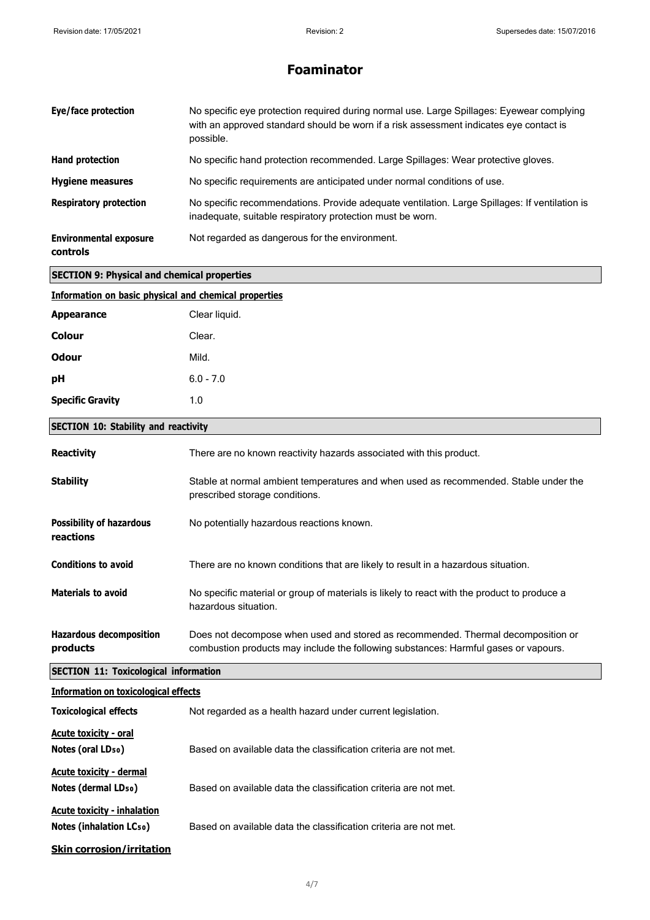**Eye/face protection** No specific eye protection required during normal use. Large Spillages: Eyewear complying with an approved standard should be worn if a risk assessment indicates eye contact is possible.

**Hand protection** No specific hand protection recommended. Large Spillages: Wear protective gloves.

**Hygiene measures** No specific requirements are anticipated under normal conditions of use.

**Respiratory protection** No specific recommendations. Provide adequate ventilation. Large Spillages: If ventilation is inadequate, suitable respiratory protection must be worn.

**Environmental exposure controls** Not regarded as dangerous for the environment.

## SECTION 9: Physical and chemical properties

### Information on basic physical and chemical properties

**Appearance** Clear liquid.

**Colour** Clear.

**Odour** Mild.

**pH** 6.0 - 7.0

**Specific Gravity** 1.0

## SECTION 10: Stability and reactivity

**Reactivity** There are no known reactivity hazards associated with this product.

**Stability** Stable at normal ambient temperatures and when used as recommended. Stable under the prescribed storage conditions.

**Possibility of hazardous reactions** No potentially hazardous reactions known.

**Conditions to avoid** There are no known conditions that are likely to result in a hazardous situation.

**Materials to avoid** No specific material or group of materials is likely to react with the product to produce a hazardous situation.

**Hazardous decomposition products** Does not decompose when used and stored as recommended. Thermal decomposition or combustion products may include the following substances: Harmful gases or vapours.

## SECTION 11: Toxicological information

### Information on toxicological effects

**Toxicological effects** Not regarded as a health hazard under current legislation.

**Acute toxicity - oral**

**Notes (oral $LD_{50}$)** Based on available data the classification criteria are not met.

**Acute toxicity - dermal**

**Notes (dermal $LD_{50}$)** Based on available data the classification criteria are not met.

**Acute toxicity - inhalation**

**Notes (inhalation $LC_{50}$)** Based on available data the classification criteria are not met.

**Skin corrosion/irritation**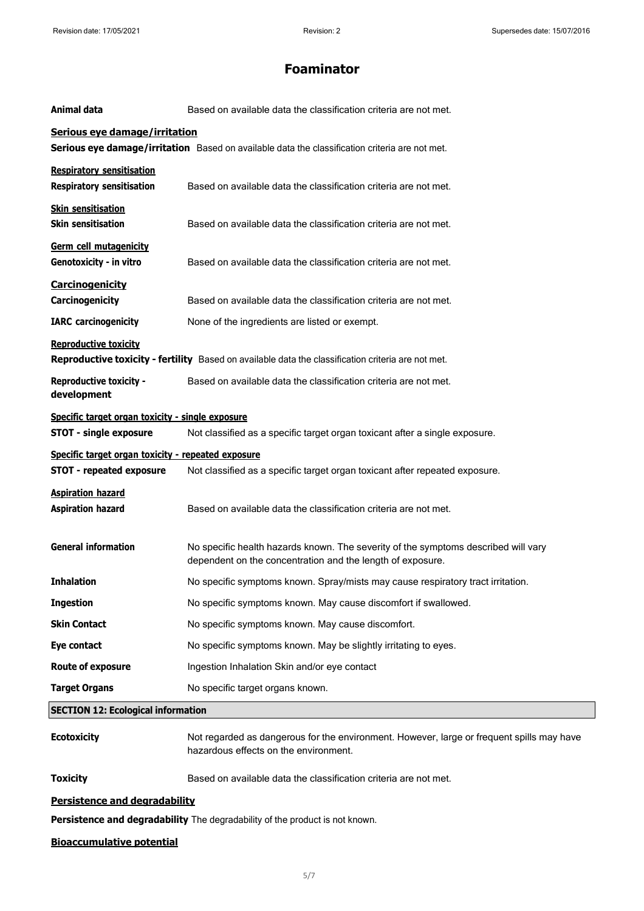**Animal data** Based on available data the classification criteria are not met.

**Serious eye damage/irritation**

**Serious eye damage/irritation** Based on available data the classification criteria are not met.

**Respiratory sensitisation**

**Respiratory sensitisation** Based on available data the classification criteria are not met.

**Skin sensitisation**

**Skin sensitisation** Based on available data the classification criteria are not met.

**Germ cell mutagenicity**

**Genotoxicity - in vitro** Based on available data the classification criteria are not met.

**Carcinogenicity**

**Carcinogenicity** Based on available data the classification criteria are not met.

**IARC carcinogenicity** None of the ingredients are listed or exempt.

**Reproductive toxicity**

**Reproductive toxicity - fertility** Based on available data the classification criteria are not met.

**Reproductive toxicity - development** Based on available data the classification criteria are not met.

**Specific target organ toxicity - single exposure**

**STOT - single exposure** Not classified as a specific target organ toxicant after a single exposure.

**Specific target organ toxicity - repeated exposure**

**STOT - repeated exposure** Not classified as a specific target organ toxicant after repeated exposure.

**Aspiration hazard**

**Aspiration hazard** Based on available data the classification criteria are not met.

**General information** No specific health hazards known. The severity of the symptoms described will vary dependent on the concentration and the length of exposure.

**Inhalation** No specific symptoms known. Spray/mists may cause respiratory tract irritation.

**Ingestion** No specific symptoms known. May cause discomfort if swallowed.

**Skin Contact** No specific symptoms known. May cause discomfort.

**Eye contact** No specific symptoms known. May be slightly irritating to eyes.

**Route of exposure** Ingestion Inhalation Skin and/or eye contact

**Target Organs** No specific target organs known.

## SECTION 12: Ecological information

**Ecotoxicity** Not regarded as dangerous for the environment. However, large or frequent spills may have hazardous effects on the environment.

**Toxicity** Based on available data the classification criteria are not met.

**Persistence and degradability**

**Persistence and degradability** The degradability of the product is not known.

**Bioaccumulative potential**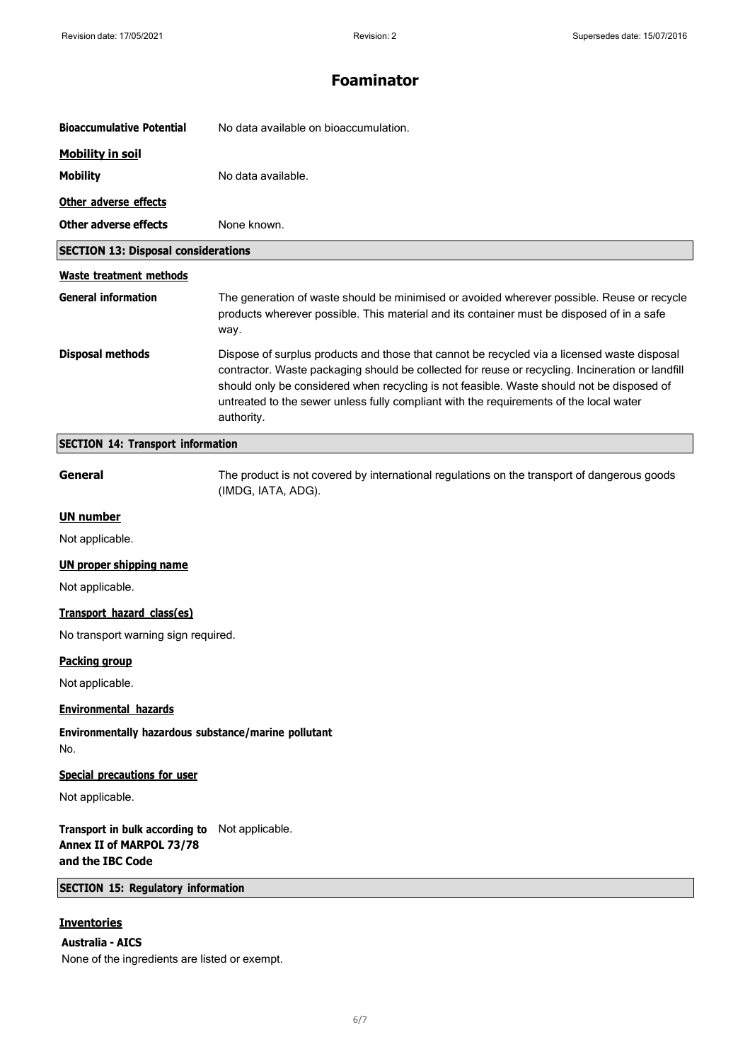# Foaminator

**Bioaccumulative Potential** No data available on bioaccumulation.

**Mobility in soil**

**Mobility** No data available.

**Other adverse effects**

**Other adverse effects** None known.

## SECTION 13: Disposal considerations

**Waste treatment methods**

**General information** The generation of waste should be minimised or avoided wherever possible. Reuse or recycle products wherever possible. This material and its container must be disposed of in a safe way.

**Disposal methods** Dispose of surplus products and those that cannot be recycled via a licensed waste disposal contractor. Waste packaging should be collected for reuse or recycling. Incineration or landfill should only be considered when recycling is not feasible. Waste should not be disposed of untreated to the sewer unless fully compliant with the requirements of the local water authority.

## SECTION 14: Transport information

**General** The product is not covered by international regulations on the transport of dangerous goods (IMDG, IATA, ADG).

**UN number**

Not applicable.

**UN proper shipping name**

Not applicable.

**Transport hazard class(es)**

No transport warning sign required.

**Packing group**

Not applicable.

**Environmental hazards**

**Environmentally hazardous substance/marine pollutant**

No.

**Special precautions for user**

Not applicable.

**Transport in bulk according to Annex II of MARPOL 73/78 and the IBC Code** Not applicable.

## SECTION 15: Regulatory information

**Inventories**

**Australia - AICS**

None of the ingredients are listed or exempt.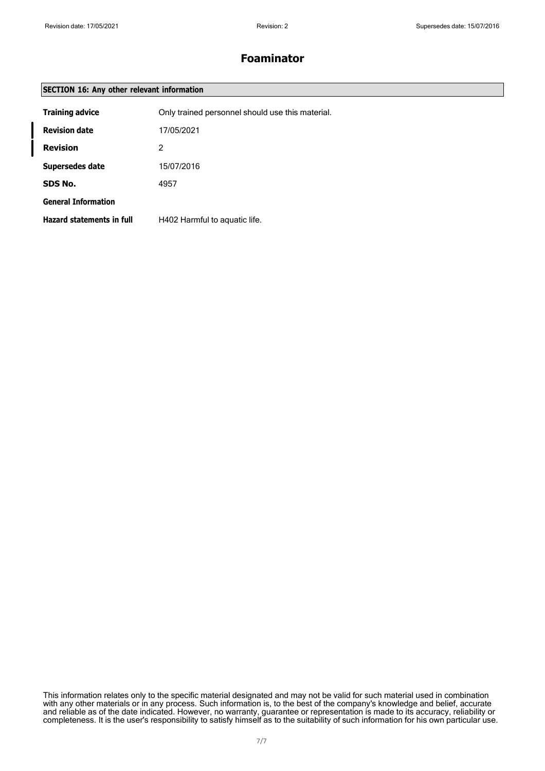# Foaminator

## SECTION 16: Any other relevant information

| | |
|---|---|
| **Training advice** | Only trained personnel should use this material. |
| **Revision date** | 17/05/2021 |
| **Revision** | 2 |
| **Supersedes date** | 15/07/2016 |
| **SDS No.** | 4957 |
| **General Information** | |
| **Hazard statements in full** | H402 Harmful to aquatic life. |

This information relates only to the specific material designated and may not be valid for such material used in combination with any other materials or in any process. Such information is, to the best of the company's knowledge and belief, accurate and reliable as of the date indicated. However, no warranty, guarantee or representation is made to its accuracy, reliability or completeness. It is the user's responsibility to satisfy himself as to the suitability of such information for his own particular use.